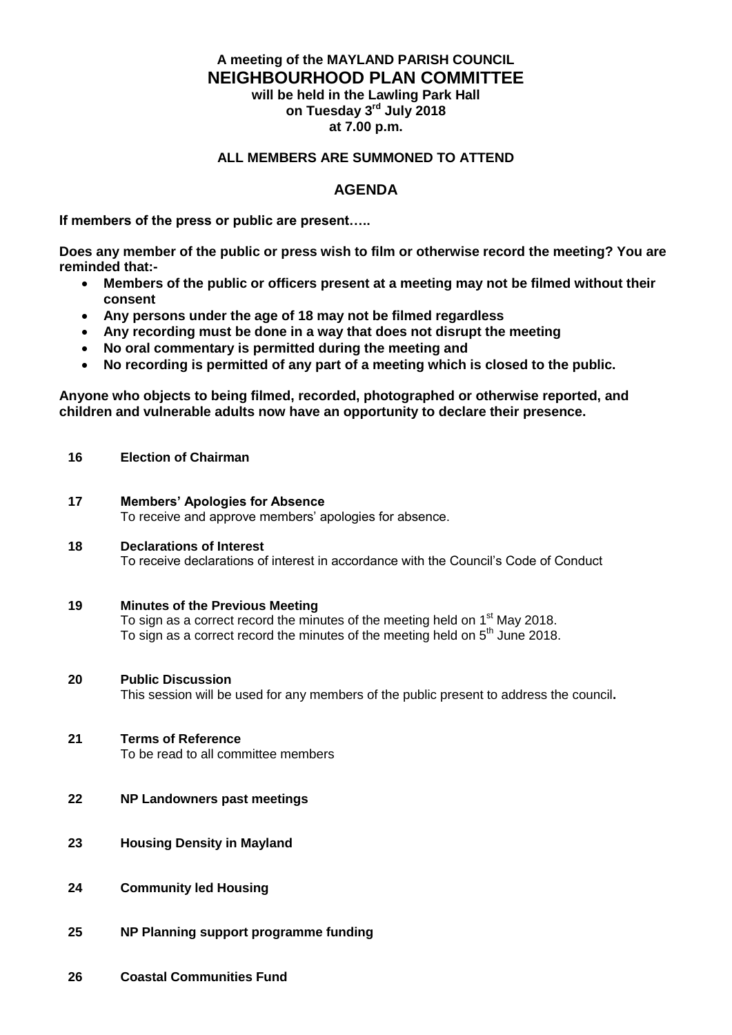**A meeting of the MAYLAND PARISH COUNCIL**

# NEIGHBOURHOOD PLAN COMMITTEE

**will be held in the Lawling Park Hall**
**on Tuesday 3rd July 2018**
**at 7.00 p.m.**

**ALL MEMBERS ARE SUMMONED TO ATTEND**

## AGENDA

**If members of the press or public are present…..**

**Does any member of the public or press wish to film or otherwise record the meeting? You are reminded that:-**

- **Members of the public or officers present at a meeting may not be filmed without their consent**
- **Any persons under the age of 18 may not be filmed regardless**
- **Any recording must be done in a way that does not disrupt the meeting**
- **No oral commentary is permitted during the meeting and**
- **No recording is permitted of any part of a meeting which is closed to the public.**

**Anyone who objects to being filmed, recorded, photographed or otherwise reported, and children and vulnerable adults now have an opportunity to declare their presence.**

**16 Election of Chairman**

**17 Members' Apologies for Absence**
To receive and approve members' apologies for absence.

**18 Declarations of Interest**
To receive declarations of interest in accordance with the Council's Code of Conduct

**19 Minutes of the Previous Meeting**
To sign as a correct record the minutes of the meeting held on 1st May 2018.
To sign as a correct record the minutes of the meeting held on 5th June 2018.

**20 Public Discussion**
This session will be used for any members of the public present to address the council**.**

**21 Terms of Reference**
To be read to all committee members

**22 NP Landowners past meetings**

**23 Housing Density in Mayland**

**24 Community led Housing**

**25 NP Planning support programme funding**

**26 Coastal Communities Fund**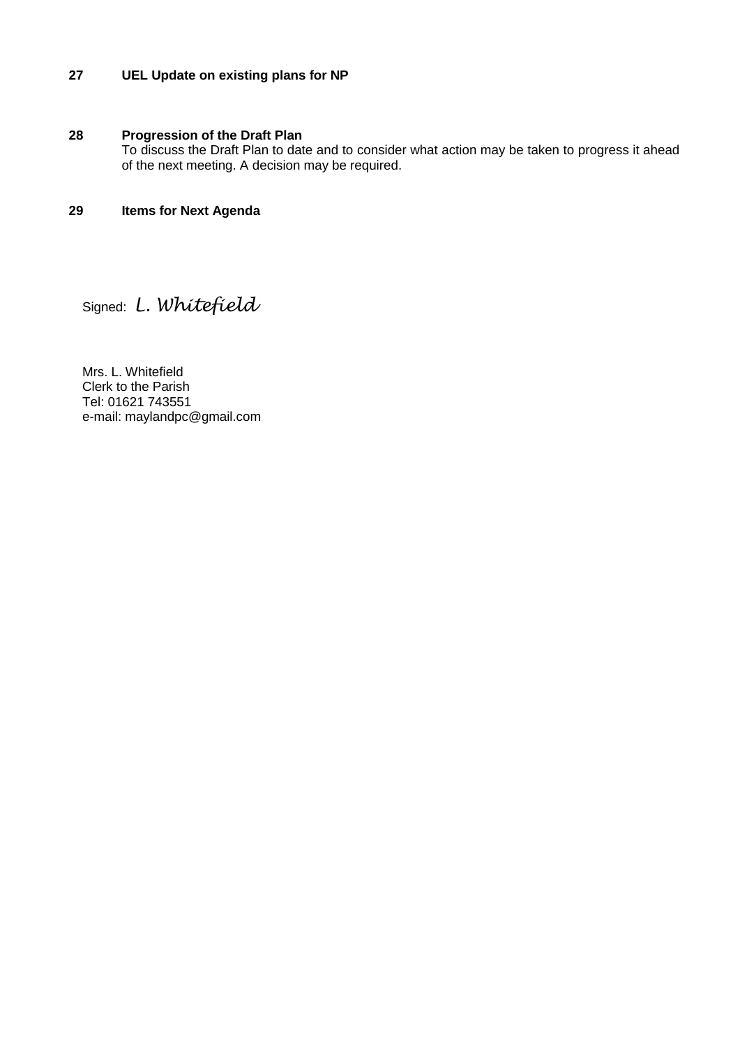**27 UEL Update on existing plans for NP**

**28 Progression of the Draft Plan**

To discuss the Draft Plan to date and to consider what action may be taken to progress it ahead of the next meeting. A decision may be required.

**29 Items for Next Agenda**

Signed: *L. Whitefield*

Mrs. L. Whitefield
Clerk to the Parish
Tel: 01621 743551
e-mail: maylandpc@gmail.com